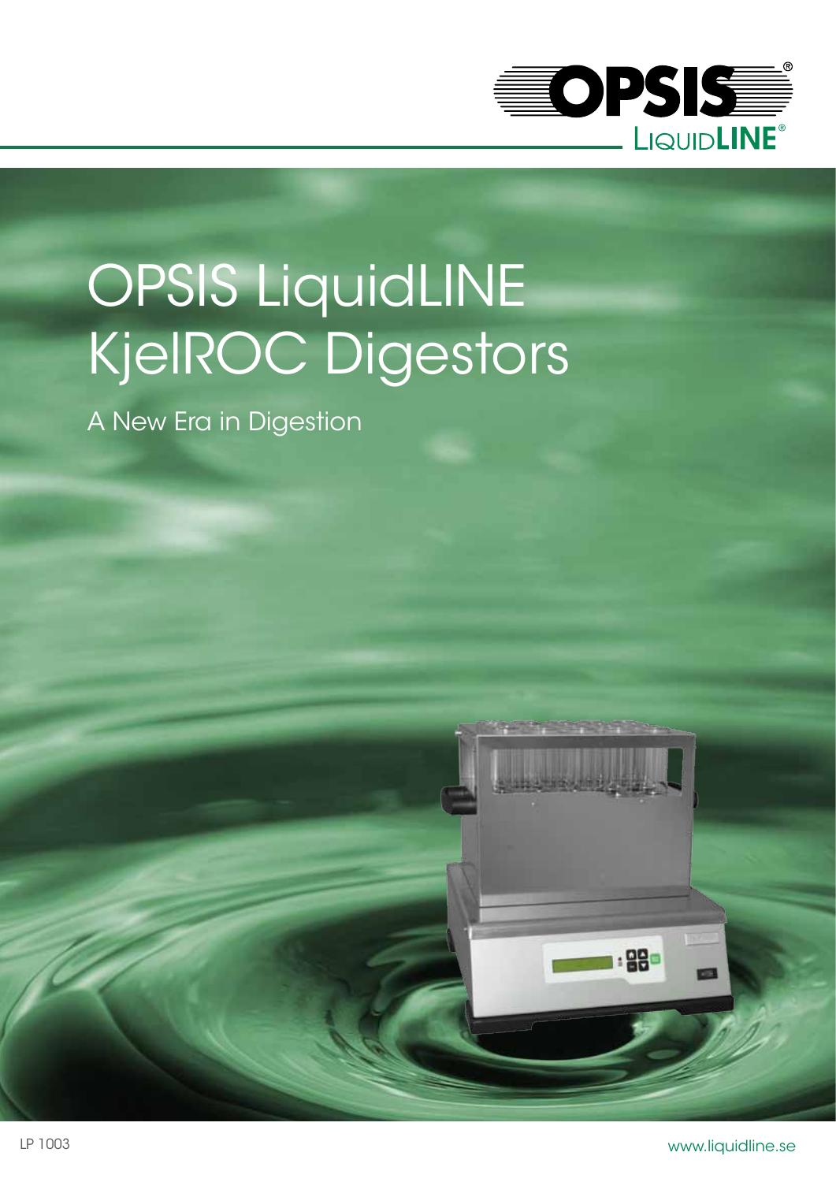OPSIS LiquidLINE

# OPSIS LiquidLINE KjelROC Digestors

A New Era in Digestion

LP 1003

www.liquidline.se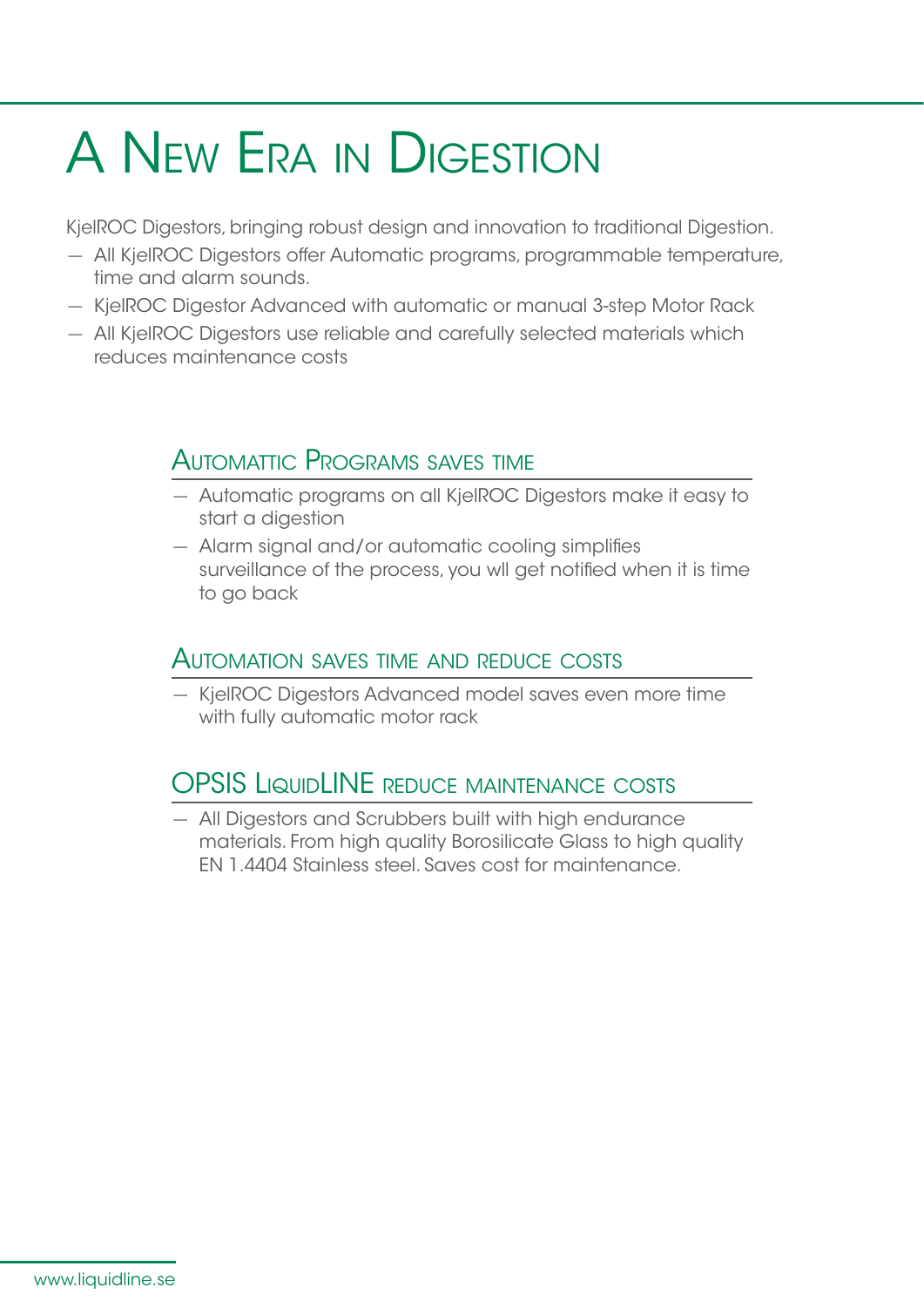# A New Era in Digestion

KjelROC Digestors, bringing robust design and innovation to traditional Digestion.

- All KjelROC Digestors offer Automatic programs, programmable temperature, time and alarm sounds.
- KjelROC Digestor Advanced with automatic or manual 3-step Motor Rack
- All KjelROC Digestors use reliable and carefully selected materials which reduces maintenance costs

## Automattic Programs saves time

- Automatic programs on all KjelROC Digestors make it easy to start a digestion
- Alarm signal and/or automatic cooling simplifies surveillance of the process, you wll get notified when it is time to go back

## Automation saves time and reduce costs

- KjelROC Digestors Advanced model saves even more time with fully automatic motor rack

## OPSIS LiquidLINE reduce maintenance costs

- All Digestors and Scrubbers built with high endurance materials. From high quality Borosilicate Glass to high quality EN 1.4404 Stainless steel. Saves cost for maintenance.

www.liquidline.se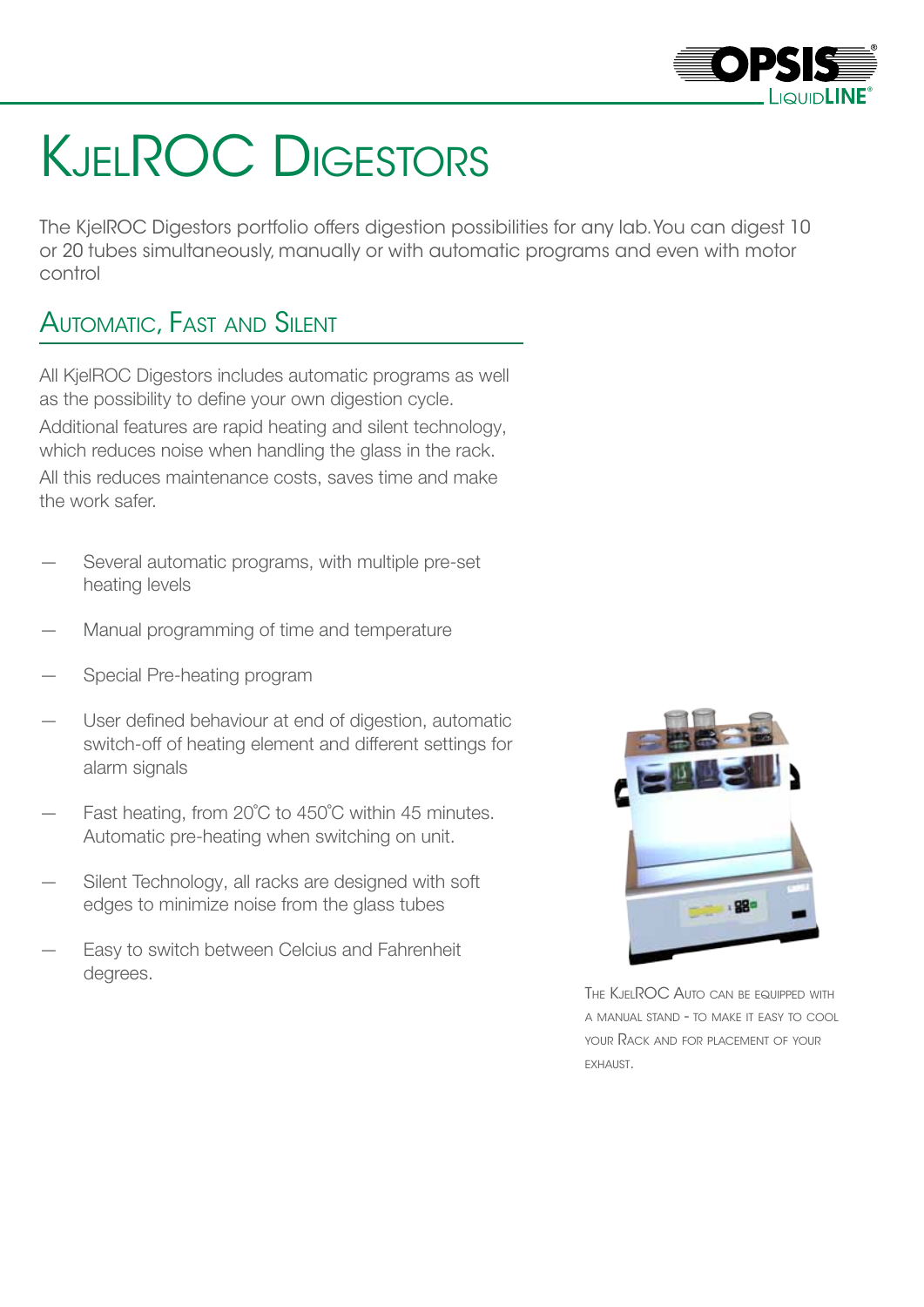# KjelROC Digestors

The KjelROC Digestors portfolio offers digestion possibilities for any lab. You can digest 10 or 20 tubes simultaneously, manually or with automatic programs and even with motor control

## Automatic, Fast and Silent

All KjelROC Digestors includes automatic programs as well as the possibility to define your own digestion cycle.

Additional features are rapid heating and silent technology, which reduces noise when handling the glass in the rack.

All this reduces maintenance costs, saves time and make the work safer.

- Several automatic programs, with multiple pre-set heating levels
- Manual programming of time and temperature
- Special Pre-heating program
- User defined behaviour at end of digestion, automatic switch-off of heating element and different settings for alarm signals
- Fast heating, from 20˚C to 450˚C within 45 minutes. Automatic pre-heating when switching on unit.
- Silent Technology, all racks are designed with soft edges to minimize noise from the glass tubes
- Easy to switch between Celcius and Fahrenheit degrees.

The KjelROC Auto can be equipped with a manual stand - to make it easy to cool your Rack and for placement of your exhaust.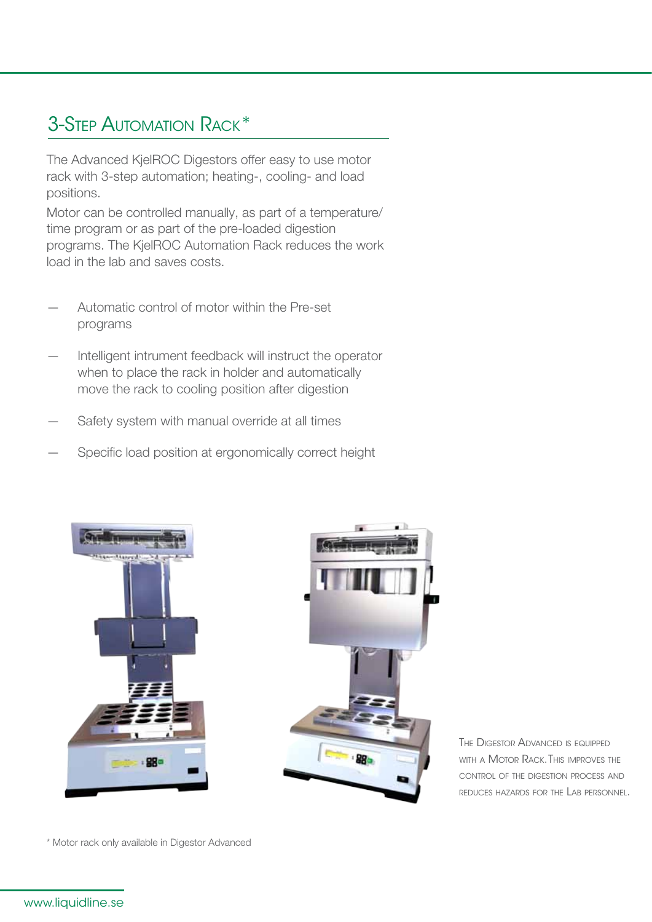## 3-Step Automation Rack*

The Advanced KjelROC Digestors offer easy to use motor rack with 3-step automation; heating-, cooling- and load positions.

Motor can be controlled manually, as part of a temperature/ time program or as part of the pre-loaded digestion programs. The KjelROC Automation Rack reduces the work load in the lab and saves costs.

- Automatic control of motor within the Pre-set programs
- Intelligent intrument feedback will instruct the operator when to place the rack in holder and automatically move the rack to cooling position after digestion
- Safety system with manual override at all times
- Specific load position at ergonomically correct height

The Digestor Advanced is equipped with a Motor Rack. This improves the control of the digestion process and reduces hazards for the Lab personnel.

\* Motor rack only available in Digestor Advanced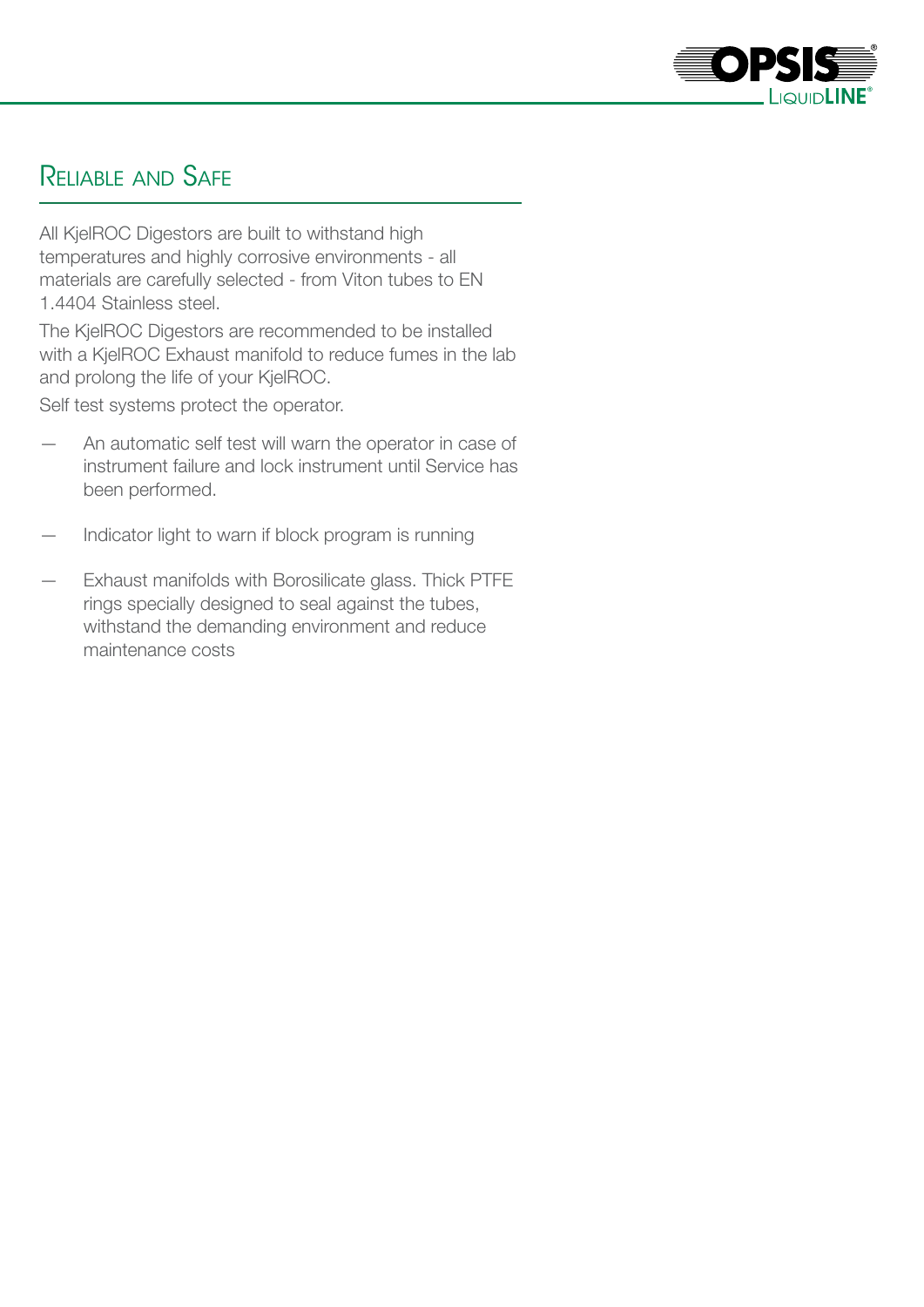## Reliable and Safe

All KjelROC Digestors are built to withstand high temperatures and highly corrosive environments - all materials are carefully selected - from Viton tubes to EN 1.4404 Stainless steel.

The KjelROC Digestors are recommended to be installed with a KjelROC Exhaust manifold to reduce fumes in the lab and prolong the life of your KjelROC.

Self test systems protect the operator.

- An automatic self test will warn the operator in case of instrument failure and lock instrument until Service has been performed.
- Indicator light to warn if block program is running
- Exhaust manifolds with Borosilicate glass. Thick PTFE rings specially designed to seal against the tubes, withstand the demanding environment and reduce maintenance costs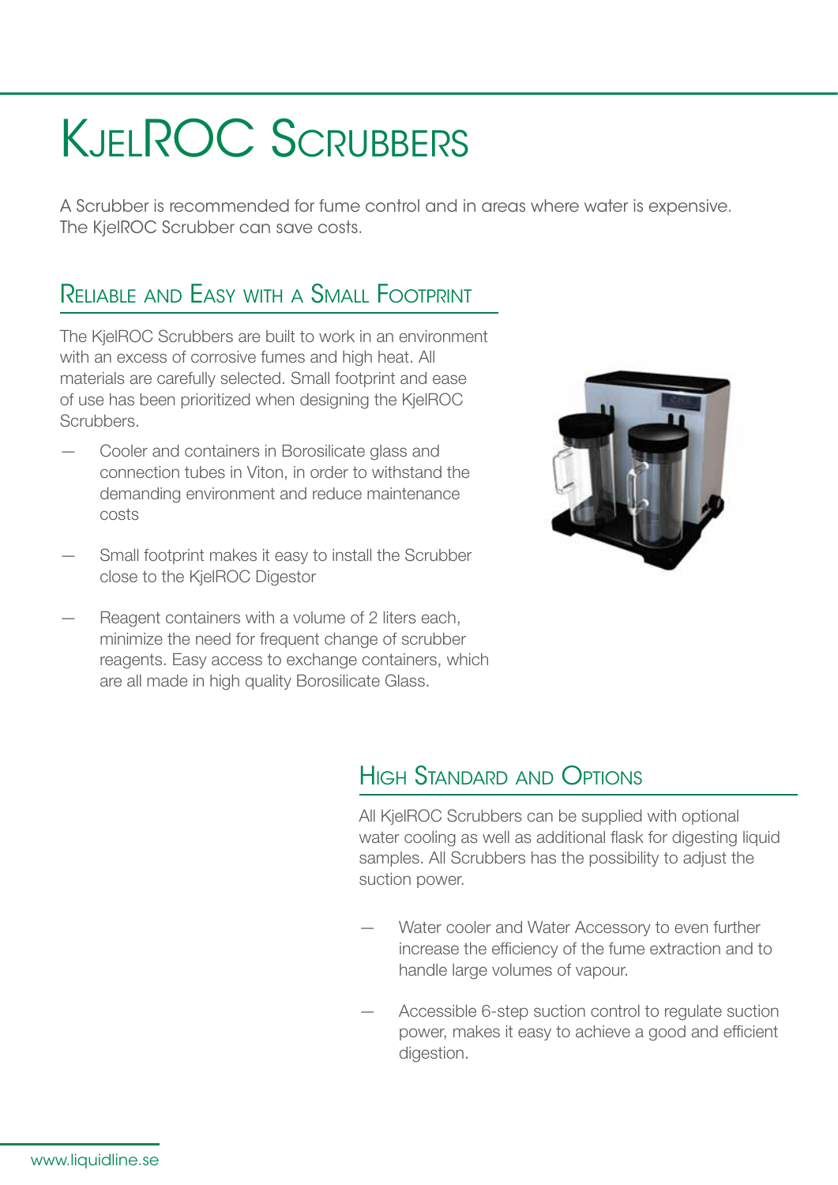# KjelROC Scrubbers

A Scrubber is recommended for fume control and in areas where water is expensive. The KjelROC Scrubber can save costs.

## Reliable and Easy with a Small Footprint

The KjelROC Scrubbers are built to work in an environment with an excess of corrosive fumes and high heat. All materials are carefully selected. Small footprint and ease of use has been prioritized when designing the KjelROC Scrubbers.

- Cooler and containers in Borosilicate glass and connection tubes in Viton, in order to withstand the demanding environment and reduce maintenance costs
- Small footprint makes it easy to install the Scrubber close to the KjelROC Digestor
- Reagent containers with a volume of 2 liters each, minimize the need for frequent change of scrubber reagents. Easy access to exchange containers, which are all made in high quality Borosilicate Glass.

## High Standard and Options

All KjelROC Scrubbers can be supplied with optional water cooling as well as additional flask for digesting liquid samples. All Scrubbers has the possibility to adjust the suction power.

- Water cooler and Water Accessory to even further increase the efficiency of the fume extraction and to handle large volumes of vapour.
- Accessible 6-step suction control to regulate suction power, makes it easy to achieve a good and efficient digestion.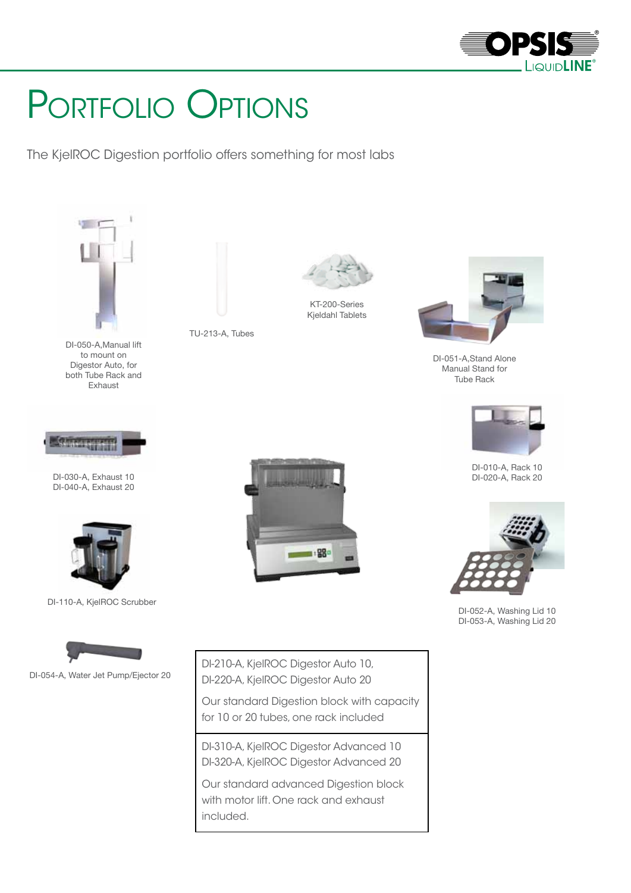# Portfolio Options

The KjelROC Digestion portfolio offers something for most labs

DI-050-A, Manual lift to mount on Digestor Auto, for both Tube Rack and Exhaust

TU-213-A, Tubes

KT-200-Series Kjeldahl Tablets

DI-051-A, Stand Alone Manual Stand for Tube Rack

DI-030-A, Exhaust 10
DI-040-A, Exhaust 20

DI-010-A, Rack 10
DI-020-A, Rack 20

DI-110-A, KjelROC Scrubber

DI-052-A, Washing Lid 10
DI-053-A, Washing Lid 20

DI-054-A, Water Jet Pump/Ejector 20

| |
|---|
| DI-210-A, KjelROC Digestor Auto 10,<br>DI-220-A, KjelROC Digestor Auto 20<br><br>Our standard Digestion block with capacity for 10 or 20 tubes, one rack included |
| DI-310-A, KjelROC Digestor Advanced 10<br>DI-320-A, KjelROC Digestor Advanced 20<br><br>Our standard advanced Digestion block with motor lift. One rack and exhaust included. |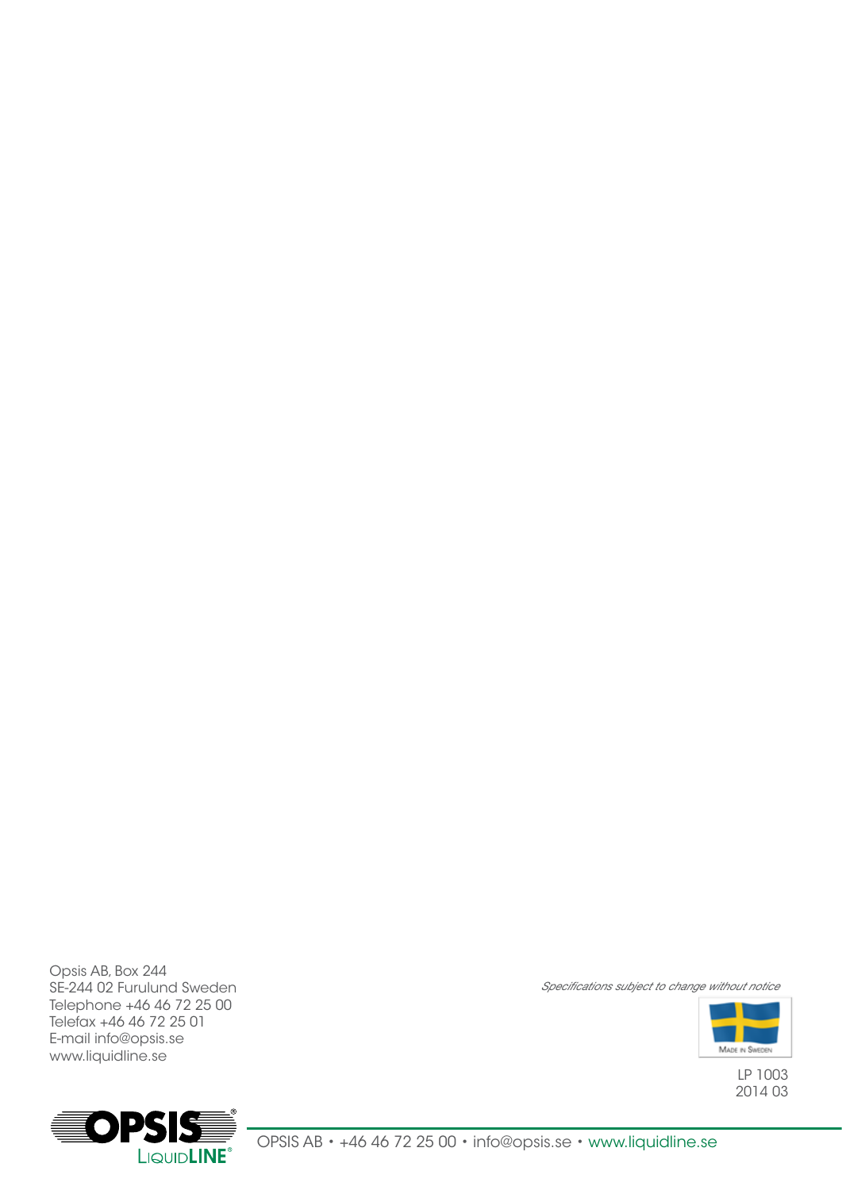Opsis AB, Box 244
SE-244 02 Furulund Sweden
Telephone +46 46 72 25 00
Telefax +46 46 72 25 01
E-mail info@opsis.se
www.liquidline.se

*Specifications subject to change without notice*

MADE IN SWEDEN

LP 1003
2014 03

OPSIS LIQUIDLINE

OPSIS AB • +46 46 72 25 00 • info@opsis.se • www.liquidline.se